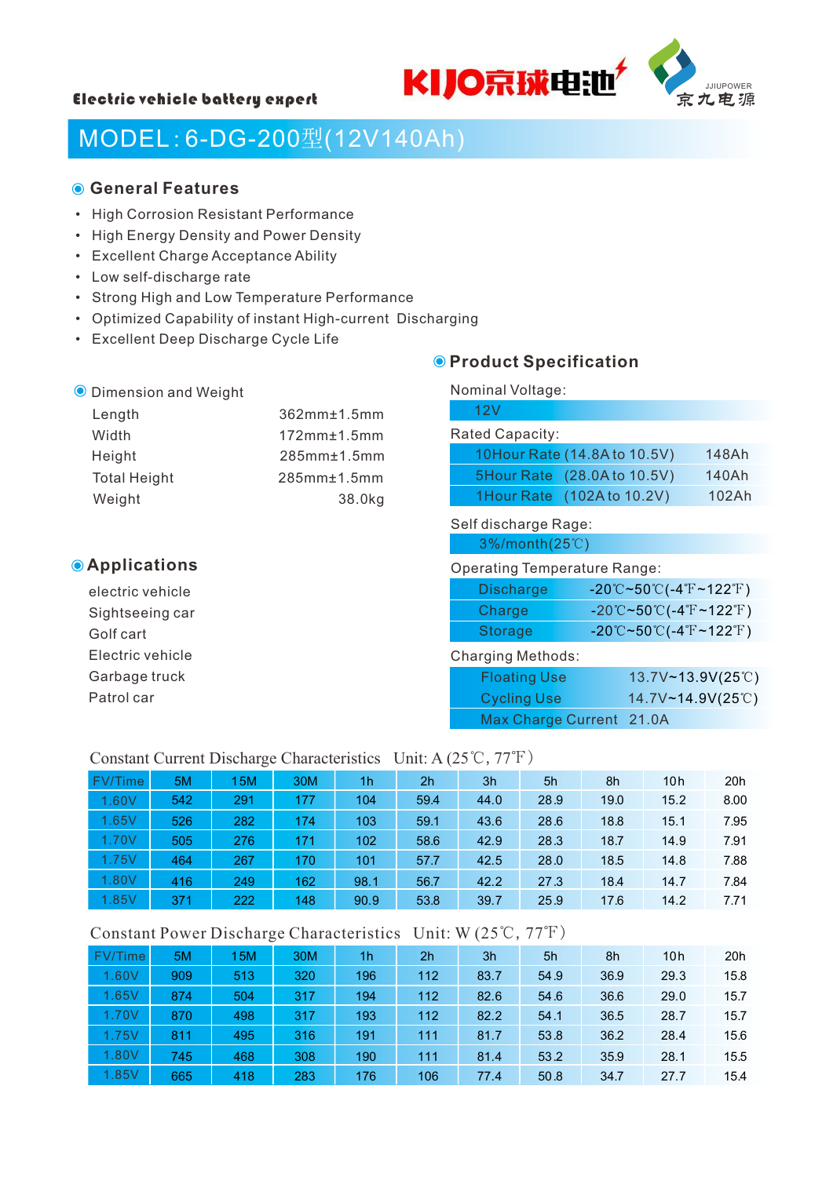Electric vehicle battery expert

KIJO京球电池 JJIUPOWER 京九电源

# MODEL: 6-DG-200型(12V140Ah)

## General Features

- High Corrosion Resistant Performance
- High Energy Density and Power Density
- Excellent Charge Acceptance Ability
- Low self-discharge rate
- Strong High and Low Temperature Performance
- Optimized Capability of instant High-current Discharging
- Excellent Deep Discharge Cycle Life

### Dimension and Weight

| | |
|---|---|
| Length | 362mm±1.5mm |
| Width | 172mm±1.5mm |
| Height | 285mm±1.5mm |
| Total Height | 285mm±1.5mm |
| Weight | 38.0kg |

## Applications

electric vehicle
Sightseeing car
Golf cart
Electric vehicle
Garbage truck
Patrol car

## Product Specification

Nominal Voltage:

12V

Rated Capacity:

| | |
|---|---|
| 10Hour Rate (14.8A to 10.5V) | 148Ah |
| 5Hour Rate (28.0A to 10.5V) | 140Ah |
| 1Hour Rate (102A to 10.2V) | 102Ah |

Self discharge Rage:

3%/month(25℃)

Operating Temperature Range:

| | |
|---|---|
| Discharge | -20℃~50℃(-4℉~122℉) |
| Charge | -20℃~50℃(-4℉~122℉) |
| Storage | -20℃~50℃(-4℉~122℉) |

Charging Methods:

| | |
|---|---|
| Floating Use | 13.7V~13.9V(25℃) |
| Cycling Use | 14.7V~14.9V(25℃) |
| Max Charge Current | 21.0A |

Constant Current Discharge Characteristics  Unit: A (25℃, 77℉)

| FV/Time | 5M | 15M | 30M | 1h | 2h | 3h | 5h | 8h | 10h | 20h |
|---|---|---|---|---|---|---|---|---|---|---|
| 1.60V | 542 | 291 | 177 | 104 | 59.4 | 44.0 | 28.9 | 19.0 | 15.2 | 8.00 |
| 1.65V | 526 | 282 | 174 | 103 | 59.1 | 43.6 | 28.6 | 18.8 | 15.1 | 7.95 |
| 1.70V | 505 | 276 | 171 | 102 | 58.6 | 42.9 | 28.3 | 18.7 | 14.9 | 7.91 |
| 1.75V | 464 | 267 | 170 | 101 | 57.7 | 42.5 | 28.0 | 18.5 | 14.8 | 7.88 |
| 1.80V | 416 | 249 | 162 | 98.1 | 56.7 | 42.2 | 27.3 | 18.4 | 14.7 | 7.84 |
| 1.85V | 371 | 222 | 148 | 90.9 | 53.8 | 39.7 | 25.9 | 17.6 | 14.2 | 7.71 |

Constant Power Discharge Characteristics  Unit: W (25℃, 77℉)

| FV/Time | 5M | 15M | 30M | 1h | 2h | 3h | 5h | 8h | 10h | 20h |
|---|---|---|---|---|---|---|---|---|---|---|
| 1.60V | 909 | 513 | 320 | 196 | 112 | 83.7 | 54.9 | 36.9 | 29.3 | 15.8 |
| 1.65V | 874 | 504 | 317 | 194 | 112 | 82.6 | 54.6 | 36.6 | 29.0 | 15.7 |
| 1.70V | 870 | 498 | 317 | 193 | 112 | 82.2 | 54.1 | 36.5 | 28.7 | 15.7 |
| 1.75V | 811 | 495 | 316 | 191 | 111 | 81.7 | 53.8 | 36.2 | 28.4 | 15.6 |
| 1.80V | 745 | 468 | 308 | 190 | 111 | 81.4 | 53.2 | 35.9 | 28.1 | 15.5 |
| 1.85V | 665 | 418 | 283 | 176 | 106 | 77.4 | 50.8 | 34.7 | 27.7 | 15.4 |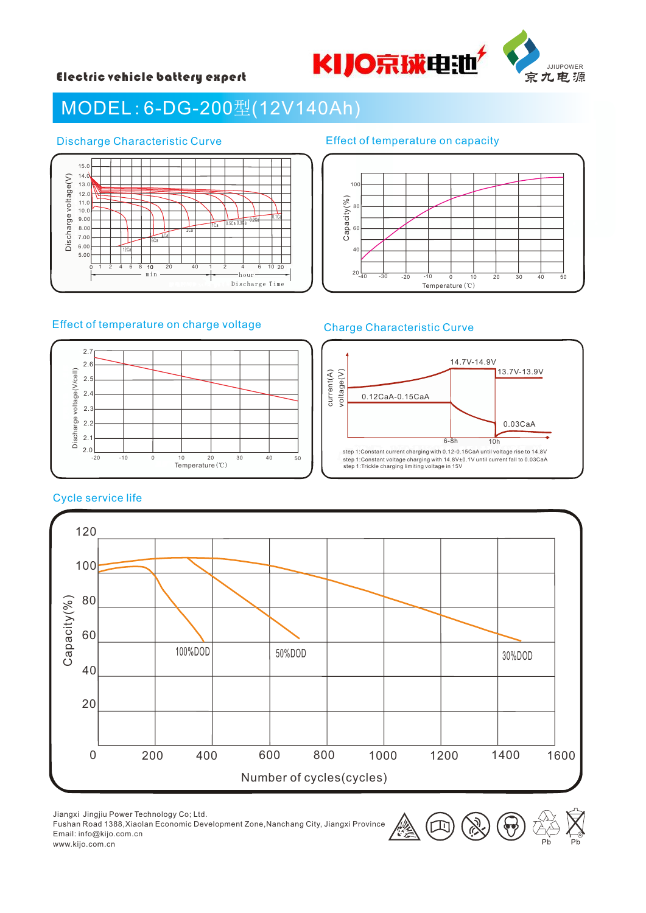Electric vehicle battery expert

KIJO京球电池 JJIUPOWER 京九电源

# MODEL: 6-DG-200型(12V140Ah)

## Discharge Characteristic Curve

Discharge voltage(V)

15.0
14.0
13.0
12.0
11.0
10.0
9.00
8.00
7.00
6.00
5.00

0 1 2 4 6 8 10 20 40 1 2 4 6 10 20

min hour

Discharge Time

12Ca 8Ca 6Ca 4Ca 2Ca 1Ca 0.5Ca 0.3Ca 0.2Ca 0.1Ca

## Effect of temperature on capacity

Capacity(%)

100
80
60
40
20

-40 -30 -20 -10 0 10 20 30 40 50

Temperature(℃)

## Effect of temperature on charge voltage

Discharge voltage(V/cell)

2.7
2.6
2.5
2.4
2.3
2.2
2.1
2.0

-20 -10 0 10 20 30 40 50

Temperature(℃)

## Charge Characteristic Curve

current(A) voltage(V)

14.7V-14.9V
13.7V-13.9V
0.12CaA-0.15CaA
0.03CaA
6-8h
10h

step 1:Constant current charging with 0.12-0.15CaA until voltage rise to 14.8V
step 1:Constant voltage charging with 14.8V±0.1V until current fall to 0.03CaA
step 1:Trickle charging limiting voltage in 15V

## Cycle service life

Capacity(%)

120
100
80
60
40
20
0

200 400 600 800 1000 1200 1400 1600

Number of cycles(cycles)

100%DOD
50%DOD
30%DOD

---

Jiangxi Jingjiu Power Technology Co; Ltd.
Fushan Road 1388,Xiaolan Economic Development Zone,Nanchang City, Jiangxi Province
Email: info@kijo.com.cn
www.kijo.com.cn

Pb Pb